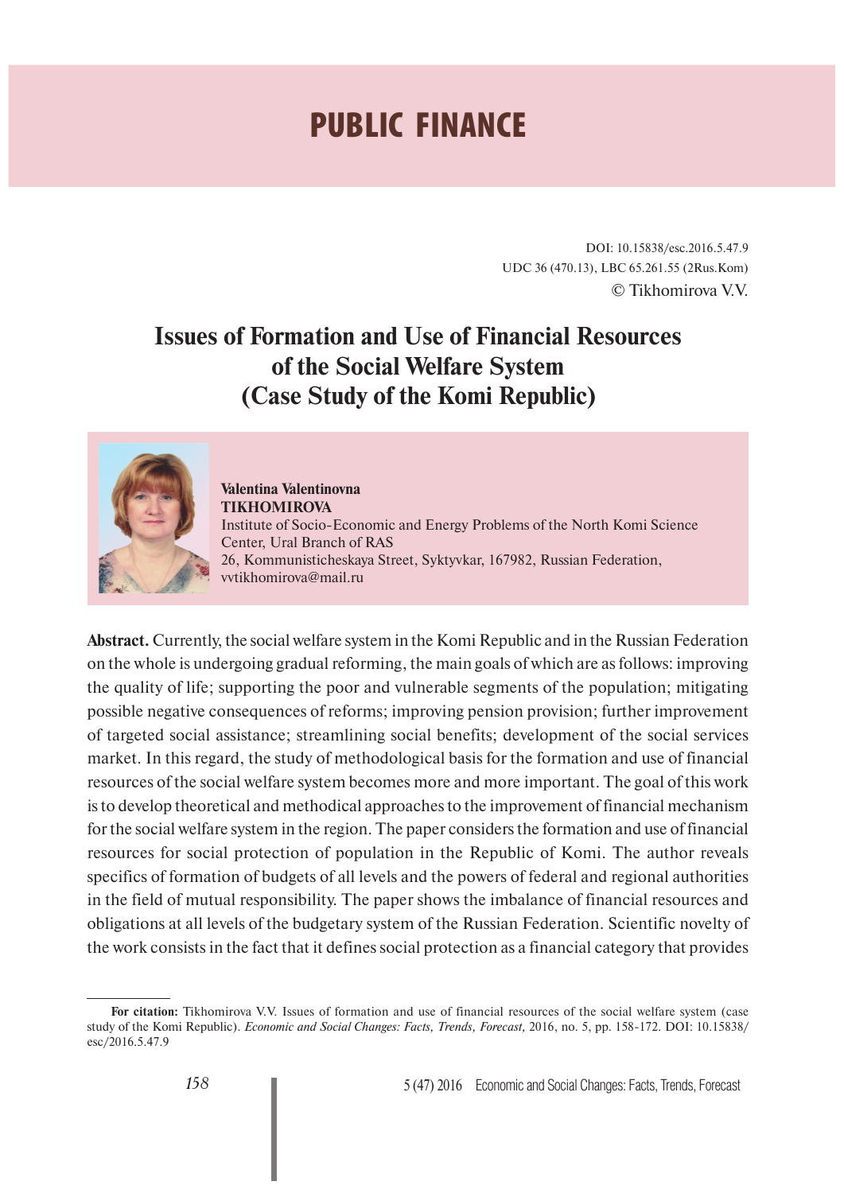# PUBLIC FINANCE

DOI: 10.15838/esc.2016.5.47.9

UDC 36 (470.13), LBC 65.261.55 (2Rus.Kom)

© Tikhomirova V.V.

## Issues of Formation and Use of Financial Resources of the Social Welfare System (Case Study of the Komi Republic)

**Valentina Valentinovna TIKHOMIROVA**

Institute of Socio-Economic and Energy Problems of the North Komi Science Center, Ural Branch of RAS

26, Kommunisticheskaya Street, Syktyvkar, 167982, Russian Federation, vvtikhomirova@mail.ru

**Abstract.** Currently, the social welfare system in the Komi Republic and in the Russian Federation on the whole is undergoing gradual reforming, the main goals of which are as follows: improving the quality of life; supporting the poor and vulnerable segments of the population; mitigating possible negative consequences of reforms; improving pension provision; further improvement of targeted social assistance; streamlining social benefits; development of the social services market. In this regard, the study of methodological basis for the formation and use of financial resources of the social welfare system becomes more and more important. The goal of this work is to develop theoretical and methodical approaches to the improvement of financial mechanism for the social welfare system in the region. The paper considers the formation and use of financial resources for social protection of population in the Republic of Komi. The author reveals specifics of formation of budgets of all levels and the powers of federal and regional authorities in the field of mutual responsibility. The paper shows the imbalance of financial resources and obligations at all levels of the budgetary system of the Russian Federation. Scientific novelty of the work consists in the fact that it defines social protection as a financial category that provides

---

**For citation:** Tikhomirova V.V. Issues of formation and use of financial resources of the social welfare system (case study of the Komi Republic). *Economic and Social Changes: Facts, Trends, Forecast,* 2016, no. 5, pp. 158-172. DOI: 10.15838/esc/2016.5.47.9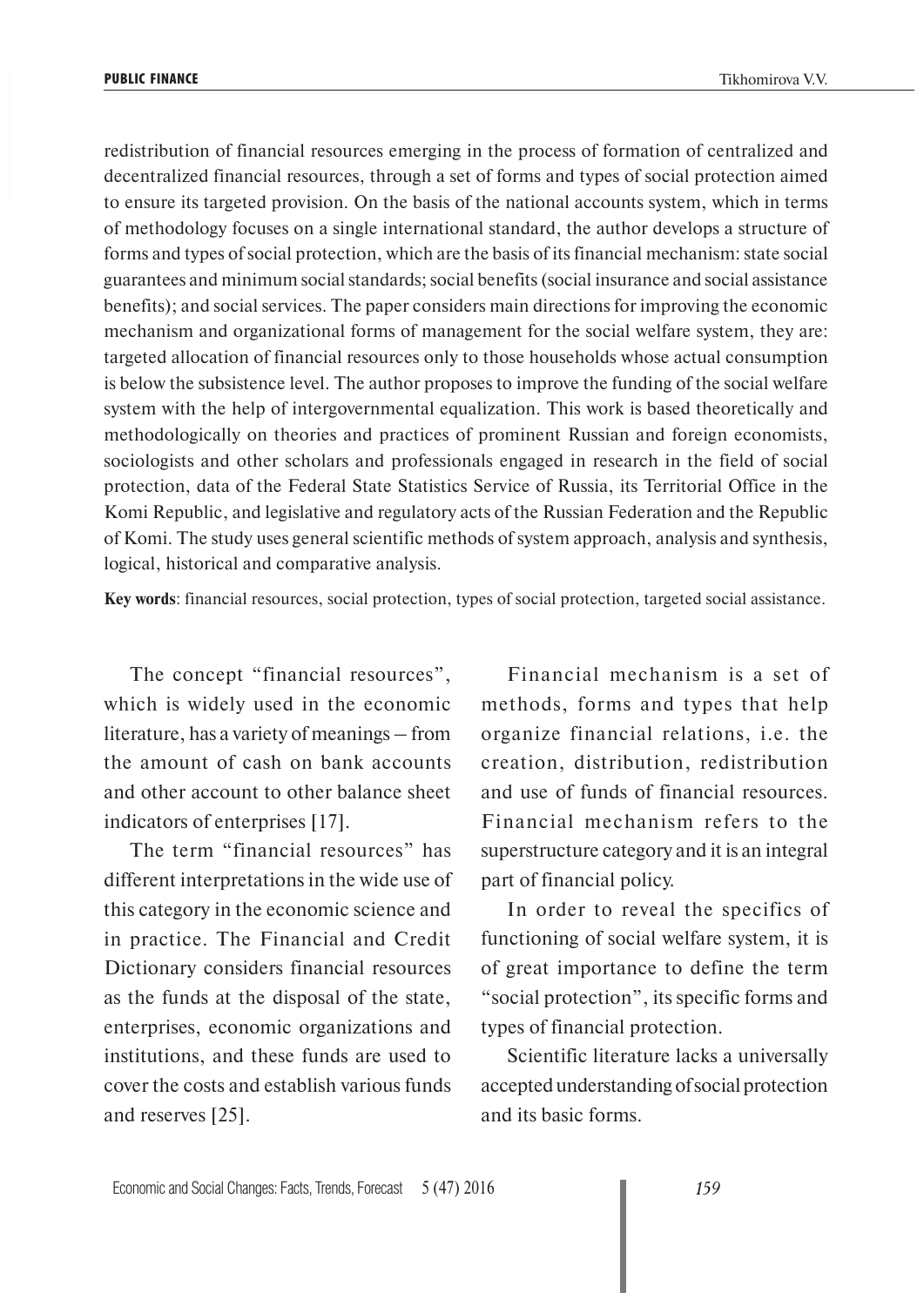redistribution of financial resources emerging in the process of formation of centralized and decentralized financial resources, through a set of forms and types of social protection aimed to ensure its targeted provision. On the basis of the national accounts system, which in terms of methodology focuses on a single international standard, the author develops a structure of forms and types of social protection, which are the basis of its financial mechanism: state social guarantees and minimum social standards; social benefits (social insurance and social assistance benefits); and social services. The paper considers main directions for improving the economic mechanism and organizational forms of management for the social welfare system, they are: targeted allocation of financial resources only to those households whose actual consumption is below the subsistence level. The author proposes to improve the funding of the social welfare system with the help of intergovernmental equalization. This work is based theoretically and methodologically on theories and practices of prominent Russian and foreign economists, sociologists and other scholars and professionals engaged in research in the field of social protection, data of the Federal State Statistics Service of Russia, its Territorial Office in the Komi Republic, and legislative and regulatory acts of the Russian Federation and the Republic of Komi. The study uses general scientific methods of system approach, analysis and synthesis, logical, historical and comparative analysis.

**Key words**: financial resources, social protection, types of social protection, targeted social assistance.

The concept "financial resources", which is widely used in the economic literature, has a variety of meanings – from the amount of cash on bank accounts and other account to other balance sheet indicators of enterprises [17].

The term "financial resources" has different interpretations in the wide use of this category in the economic science and in practice. The Financial and Credit Dictionary considers financial resources as the funds at the disposal of the state, enterprises, economic organizations and institutions, and these funds are used to cover the costs and establish various funds and reserves [25].

Financial mechanism is a set of methods, forms and types that help organize financial relations, i.e. the creation, distribution, redistribution and use of funds of financial resources. Financial mechanism refers to the superstructure category and it is an integral part of financial policy.

In order to reveal the specifics of functioning of social welfare system, it is of great importance to define the term "social protection", its specific forms and types of financial protection.

Scientific literature lacks a universally accepted understanding of social protection and its basic forms.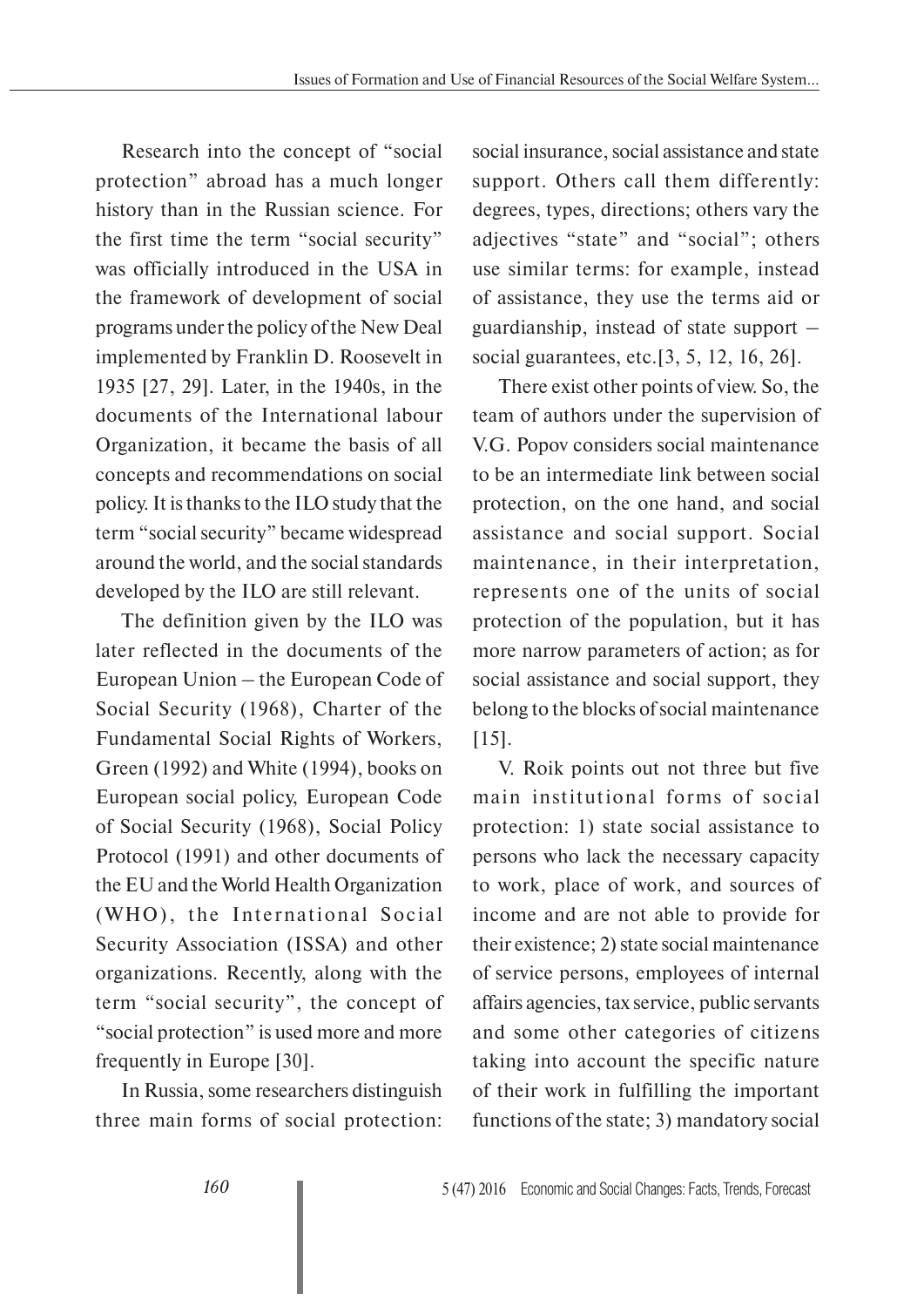Research into the concept of "social protection" abroad has a much longer history than in the Russian science. For the first time the term "social security" was officially introduced in the USA in the framework of development of social programs under the policy of the New Deal implemented by Franklin D. Roosevelt in 1935 [27, 29]. Later, in the 1940s, in the documents of the International labour Organization, it became the basis of all concepts and recommendations on social policy. It is thanks to the ILO study that the term "social security" became widespread around the world, and the social standards developed by the ILO are still relevant.

The definition given by the ILO was later reflected in the documents of the European Union – the European Code of Social Security (1968), Charter of the Fundamental Social Rights of Workers, Green (1992) and White (1994), books on European social policy, European Code of Social Security (1968), Social Policy Protocol (1991) and other documents of the EU and the World Health Organization (WHO), the International Social Security Association (ISSA) and other organizations. Recently, along with the term "social security", the concept of "social protection" is used more and more frequently in Europe [30].

In Russia, some researchers distinguish three main forms of social protection: social insurance, social assistance and state support. Others call them differently: degrees, types, directions; others vary the adjectives "state" and "social"; others use similar terms: for example, instead of assistance, they use the terms aid or guardianship, instead of state support – social guarantees, etc.[3, 5, 12, 16, 26].

There exist other points of view. So, the team of authors under the supervision of V.G. Popov considers social maintenance to be an intermediate link between social protection, on the one hand, and social assistance and social support. Social maintenance, in their interpretation, represents one of the units of social protection of the population, but it has more narrow parameters of action; as for social assistance and social support, they belong to the blocks of social maintenance [15].

V. Roik points out not three but five main institutional forms of social protection: 1) state social assistance to persons who lack the necessary capacity to work, place of work, and sources of income and are not able to provide for their existence; 2) state social maintenance of service persons, employees of internal affairs agencies, tax service, public servants and some other categories of citizens taking into account the specific nature of their work in fulfilling the important functions of the state; 3) mandatory social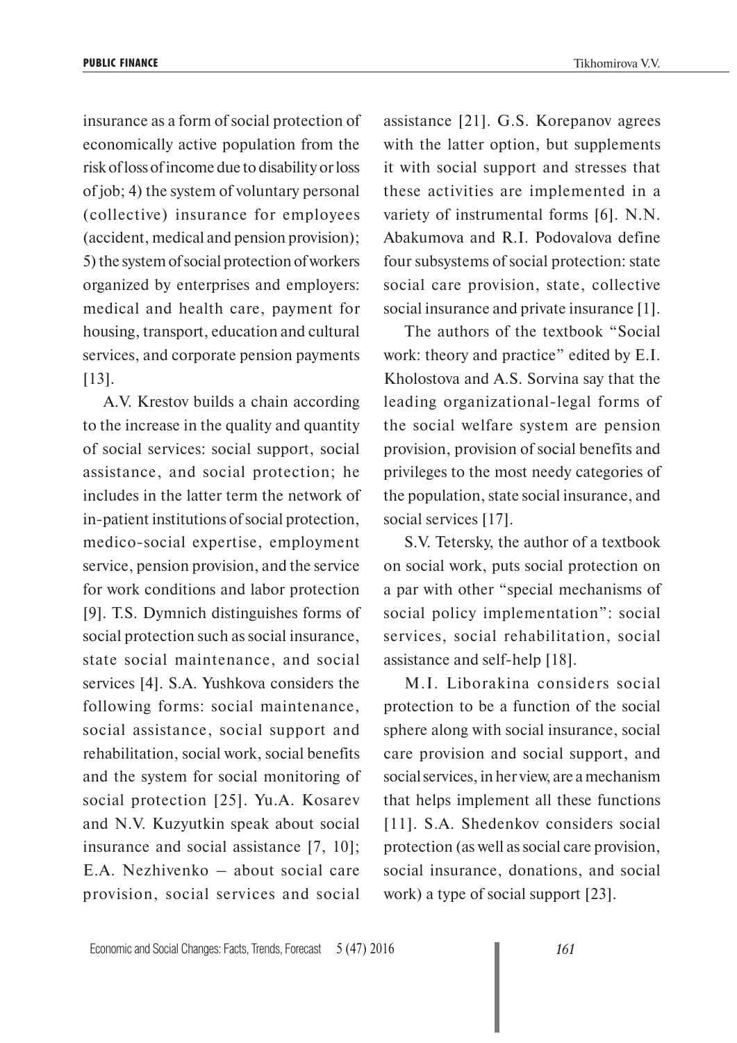insurance as a form of social protection of economically active population from the risk of loss of income due to disability or loss of job; 4) the system of voluntary personal (collective) insurance for employees (accident, medical and pension provision); 5) the system of social protection of workers organized by enterprises and employers: medical and health care, payment for housing, transport, education and cultural services, and corporate pension payments [13].

A.V. Krestov builds a chain according to the increase in the quality and quantity of social services: social support, social assistance, and social protection; he includes in the latter term the network of in-patient institutions of social protection, medico-social expertise, employment service, pension provision, and the service for work conditions and labor protection [9]. T.S. Dymnich distinguishes forms of social protection such as social insurance, state social maintenance, and social services [4]. S.A. Yushkova considers the following forms: social maintenance, social assistance, social support and rehabilitation, social work, social benefits and the system for social monitoring of social protection [25]. Yu.A. Kosarev and N.V. Kuzyutkin speak about social insurance and social assistance [7, 10]; E.A. Nezhivenko – about social care provision, social services and social assistance [21]. G.S. Korepanov agrees with the latter option, but supplements it with social support and stresses that these activities are implemented in a variety of instrumental forms [6]. N.N. Abakumova and R.I. Podovalova define four subsystems of social protection: state social care provision, state, collective social insurance and private insurance [1].

The authors of the textbook "Social work: theory and practice" edited by E.I. Kholostova and A.S. Sorvina say that the leading organizational-legal forms of the social welfare system are pension provision, provision of social benefits and privileges to the most needy categories of the population, state social insurance, and social services [17].

S.V. Tetersky, the author of a textbook on social work, puts social protection on a par with other "special mechanisms of social policy implementation": social services, social rehabilitation, social assistance and self-help [18].

M.I. Liborakina considers social protection to be a function of the social sphere along with social insurance, social care provision and social support, and social services, in her view, are a mechanism that helps implement all these functions [11]. S.A. Shedenkov considers social protection (as well as social care provision, social insurance, donations, and social work) a type of social support [23].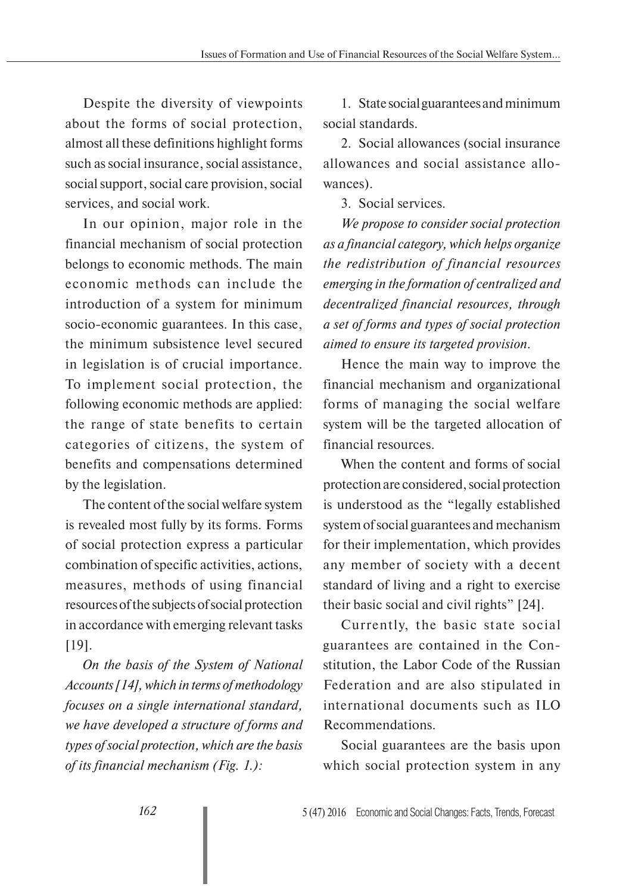Despite the diversity of viewpoints about the forms of social protection, almost all these definitions highlight forms such as social insurance, social assistance, social support, social care provision, social services, and social work.

In our opinion, major role in the financial mechanism of social protection belongs to economic methods. The main economic methods can include the introduction of a system for minimum socio-economic guarantees. In this case, the minimum subsistence level secured in legislation is of crucial importance. To implement social protection, the following economic methods are applied: the range of state benefits to certain categories of citizens, the system of benefits and compensations determined by the legislation.

The content of the social welfare system is revealed most fully by its forms. Forms of social protection express a particular combination of specific activities, actions, measures, methods of using financial resources of the subjects of social protection in accordance with emerging relevant tasks [19].

*On the basis of the System of National Accounts [14], which in terms of methodology focuses on a single international standard, we have developed a structure of forms and types of social protection, which are the basis of its financial mechanism (Fig. 1.):*

1. State social guarantees and minimum social standards.

2. Social allowances (social insurance allowances and social assistance allowances).

3. Social services.

*We propose to consider social protection as a financial category, which helps organize the redistribution of financial resources emerging in the formation of centralized and decentralized financial resources, through a set of forms and types of social protection aimed to ensure its targeted provision.*

Hence the main way to improve the financial mechanism and organizational forms of managing the social welfare system will be the targeted allocation of financial resources.

When the content and forms of social protection are considered, social protection is understood as the "legally established system of social guarantees and mechanism for their implementation, which provides any member of society with a decent standard of living and a right to exercise their basic social and civil rights" [24].

Currently, the basic state social guarantees are contained in the Constitution, the Labor Code of the Russian Federation and are also stipulated in international documents such as ILO Recommendations.

Social guarantees are the basis upon which social protection system in any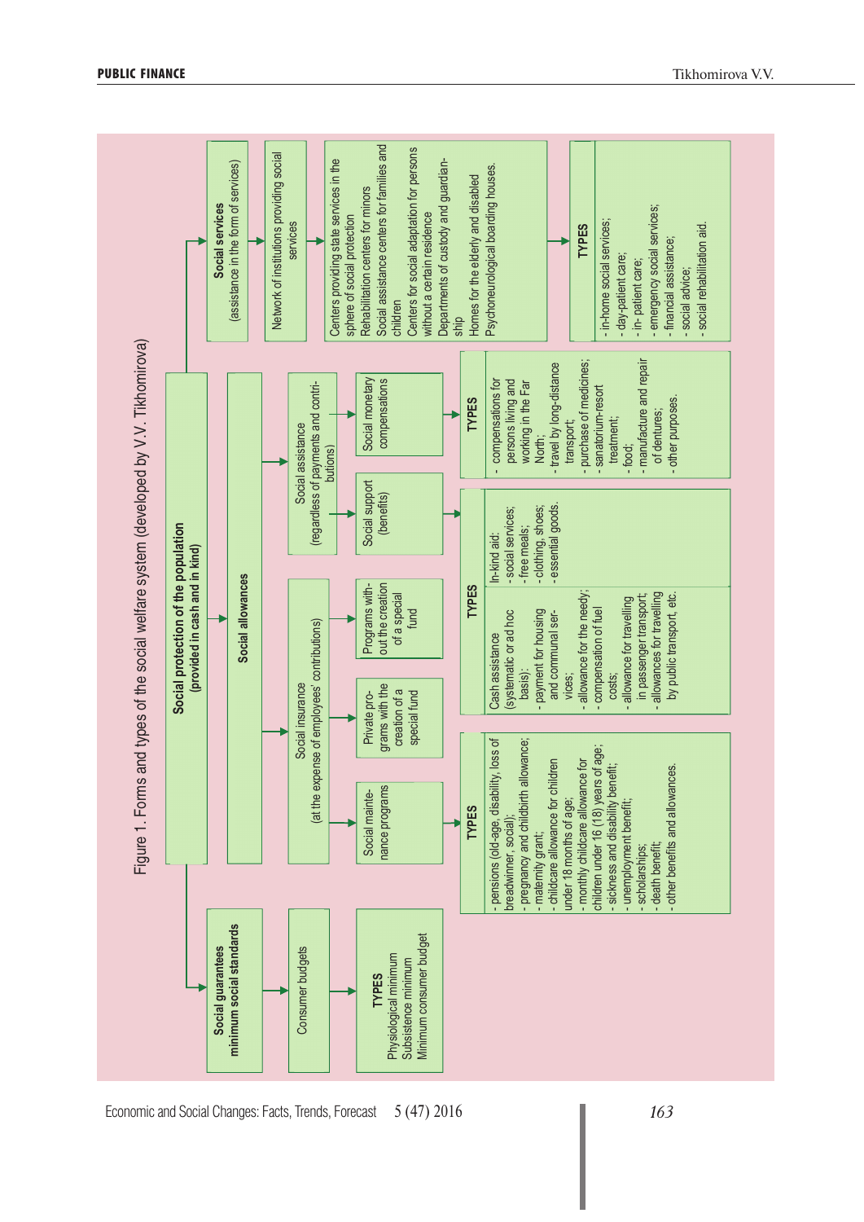Figure 1. Forms and types of the social welfare system (developed by V.V. Tikhomirova)

**Social protection of the population**
**(provided in cash and in kind)**

**Social guarantees – minimum social standards**

- Consumer budgets
- **TYPES**
  - Physiological minimum
  - Subsistence minimum
  - Minimum consumer budget

**Social allowances**

Social insurance (at the expense of employees' contributions)

- Social maintenance programs
- Private programs with the creation of a special fund
- Programs without the creation of a special fund

**TYPES**
- pensions (old-age, disability, loss of breadwinner, social);
- pregnancy and childbirth allowance;
- maternity grant;
- childcare allowance for children under 18 months of age;
- monthly childcare allowance for children under 16 (18) years of age;
- sickness and disability benefit;
- unemployment benefit;
- scholarships;
- death benefit;
- other benefits and allowances.

Social assistance (regardless of payments and contributions)

- Social support (benefits)
- Social monetary compensations

**TYPES** (social support)

Cash assistance (systematic or ad hoc basis):
- payment for housing and communal services;
- allowance for the needy;
- compensation of fuel costs;
- allowance for travelling in passenger transport;
- allowances for travelling by public transport, etc.

In-kind aid:
- social services;
- free meals;
- clothing, shoes;
- essential goods.

**TYPES** (social monetary compensations)
- compensations for persons living and working in the Far North;
- travel by long-distance transport;
- purchase of medicines;
- sanatorium-resort treatment;
- food;
- manufacture and repair of dentures;
- other purposes.

**Social services** (assistance in the form of services)

Network of institutions providing social services

- Centers providing state services in the sphere of social protection
- Rehabilitation centers for minors
- Social assistance centers for families and children
- Centers for social adaptation for persons without a certain residence
- Departments of custody and guardianship
- Homes for the elderly and disabled
- Psychoneurological boarding houses.

**TYPES**
- in-home social services;
- day-patient care;
- in-patient care;
- emergency social services;
- financial assistance;
- social advice;
- social rehabilitation aid.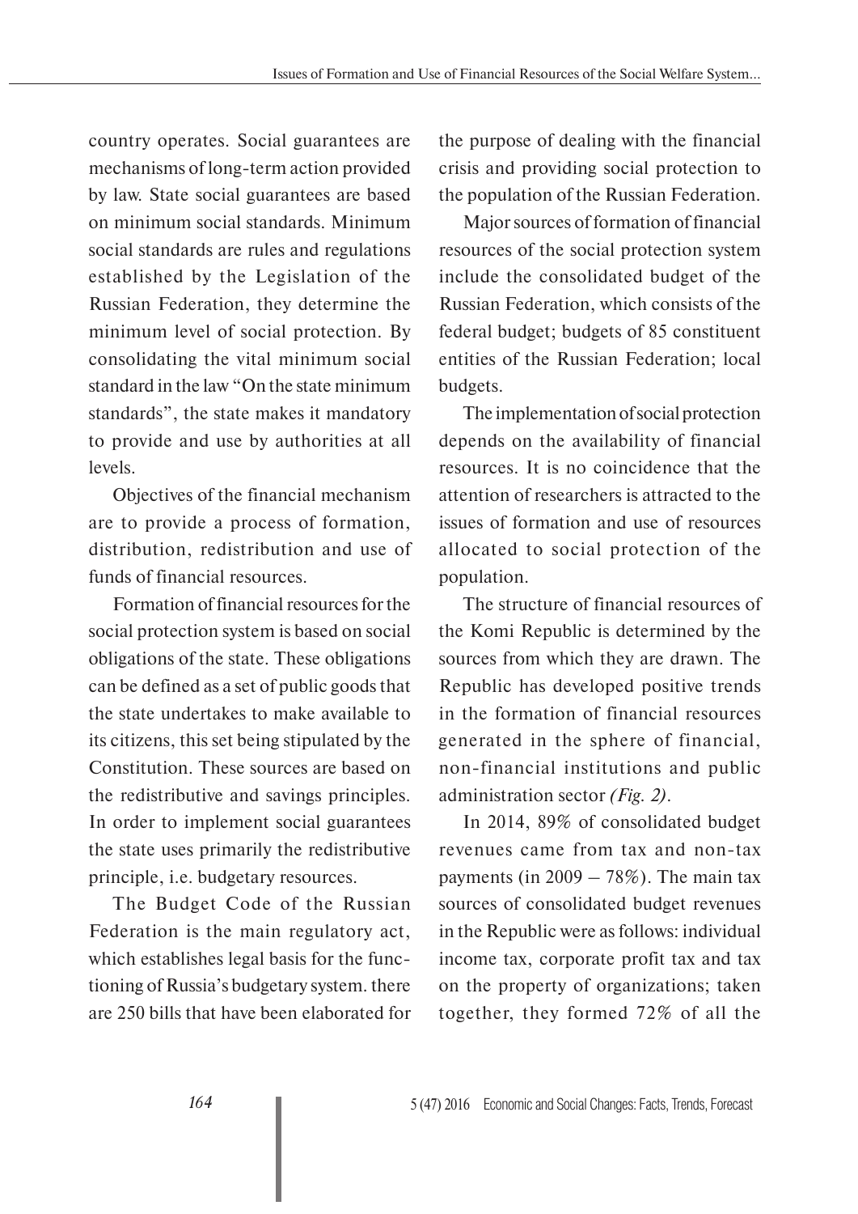country operates. Social guarantees are mechanisms of long-term action provided by law. State social guarantees are based on minimum social standards. Minimum social standards are rules and regulations established by the Legislation of the Russian Federation, they determine the minimum level of social protection. By consolidating the vital minimum social standard in the law "On the state minimum standards", the state makes it mandatory to provide and use by authorities at all levels.

Objectives of the financial mechanism are to provide a process of formation, distribution, redistribution and use of funds of financial resources.

Formation of financial resources for the social protection system is based on social obligations of the state. These obligations can be defined as a set of public goods that the state undertakes to make available to its citizens, this set being stipulated by the Constitution. These sources are based on the redistributive and savings principles. In order to implement social guarantees the state uses primarily the redistributive principle, i.e. budgetary resources.

The Budget Code of the Russian Federation is the main regulatory act, which establishes legal basis for the functioning of Russia's budgetary system. there are 250 bills that have been elaborated for the purpose of dealing with the financial crisis and providing social protection to the population of the Russian Federation.

Major sources of formation of financial resources of the social protection system include the consolidated budget of the Russian Federation, which consists of the federal budget; budgets of 85 constituent entities of the Russian Federation; local budgets.

The implementation of social protection depends on the availability of financial resources. It is no coincidence that the attention of researchers is attracted to the issues of formation and use of resources allocated to social protection of the population.

The structure of financial resources of the Komi Republic is determined by the sources from which they are drawn. The Republic has developed positive trends in the formation of financial resources generated in the sphere of financial, non-financial institutions and public administration sector *(Fig. 2)*.

In 2014, 89% of consolidated budget revenues came from tax and non-tax payments (in 2009 – 78%). The main tax sources of consolidated budget revenues in the Republic were as follows: individual income tax, corporate profit tax and tax on the property of organizations; taken together, they formed 72% of all the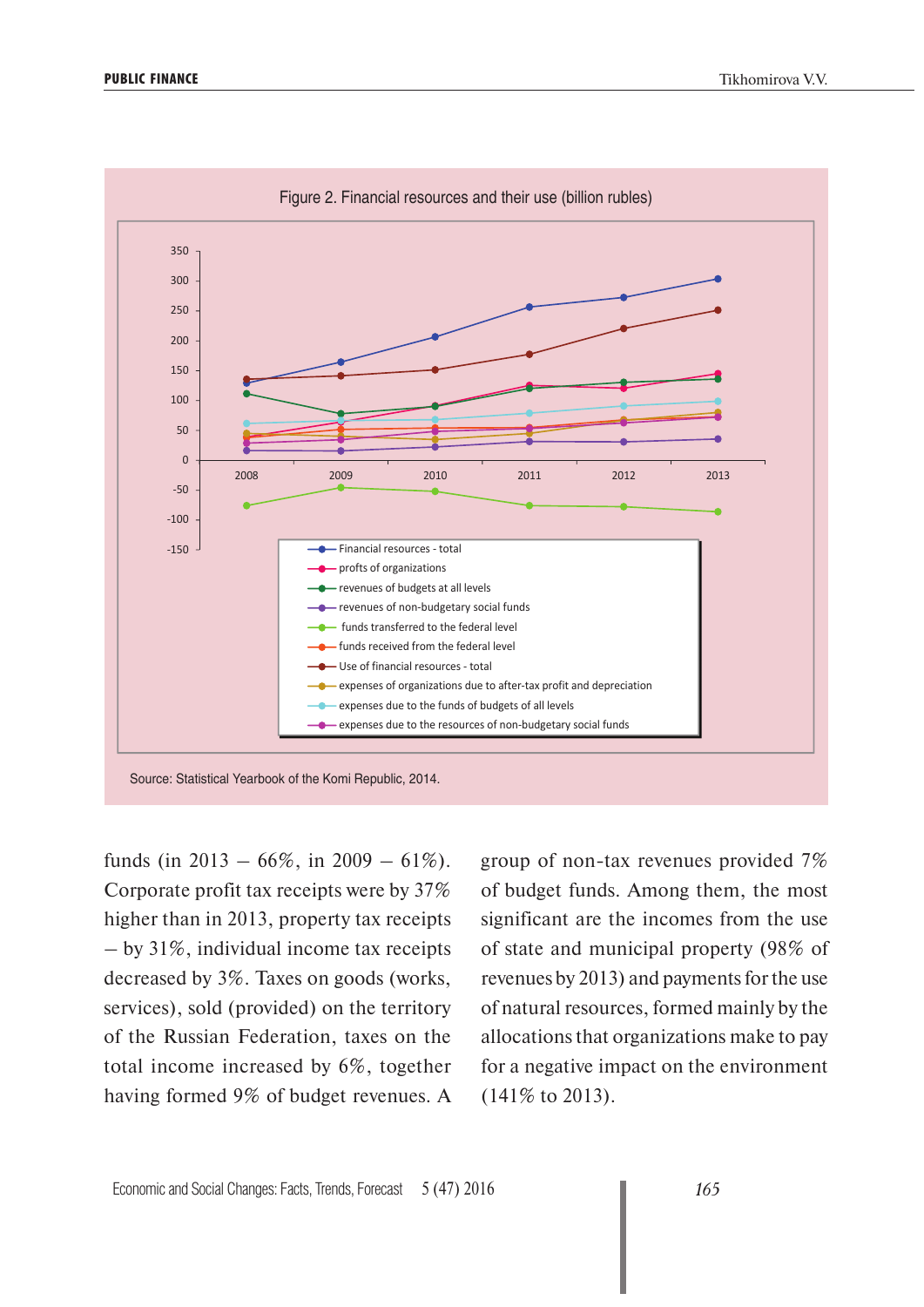Figure 2. Financial resources and their use (billion rubles)

Source: Statistical Yearbook of the Komi Republic, 2014.

funds (in 2013 – 66%, in 2009 – 61%). Corporate profit tax receipts were by 37% higher than in 2013, property tax receipts – by 31%, individual income tax receipts decreased by 3%. Taxes on goods (works, services), sold (provided) on the territory of the Russian Federation, taxes on the total income increased by 6%, together having formed 9% of budget revenues. A group of non-tax revenues provided 7% of budget funds. Among them, the most significant are the incomes from the use of state and municipal property (98% of revenues by 2013) and payments for the use of natural resources, formed mainly by the allocations that organizations make to pay for a negative impact on the environment (141% to 2013).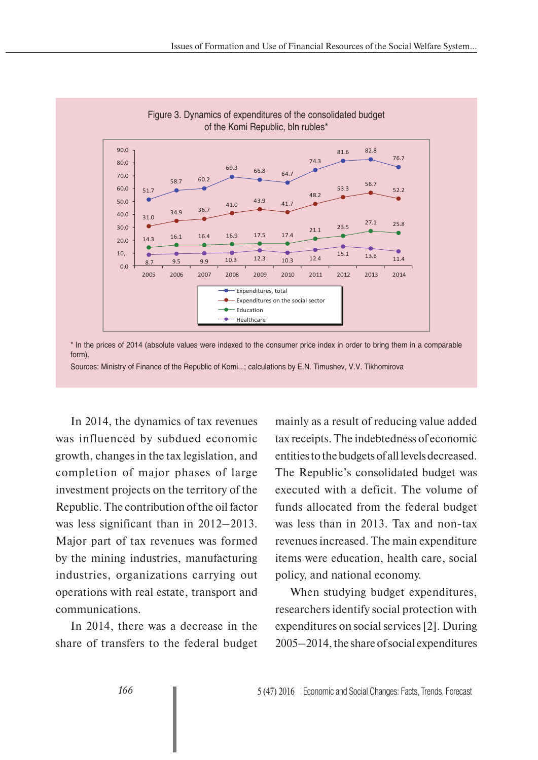Figure 3. Dynamics of expenditures of the consolidated budget of the Komi Republic, bln rubles*

| | 2005 | 2006 | 2007 | 2008 | 2009 | 2010 | 2011 | 2012 | 2013 | 2014 |
|---|---|---|---|---|---|---|---|---|---|---|
| Expenditures, total | 51.7 | 58.7 | 60.2 | 69.3 | 66.8 | 64.7 | 74.3 | 81.6 | 82.8 | 76.7 |
| Expenditures on the social sector | 31.0 | 34.9 | 36.7 | 41.0 | 43.9 | 41.7 | 48.2 | 53.3 | 56.7 | 52.2 |
| Education | 14.3 | 16.1 | 16.4 | 16.9 | 17.5 | 17.4 | 21.1 | 23.5 | 27.1 | 25.8 |
| Healthcare | 8.7 | 9.5 | 9.9 | 10.3 | 12.3 | 10.3 | 12.4 | 15.1 | 13.6 | 11.4 |

\* In the prices of 2014 (absolute values were indexed to the consumer price index in order to bring them in a comparable form).

Sources: Ministry of Finance of the Republic of Komi...; calculations by E.N. Timushev, V.V. Tikhomirova

In 2014, the dynamics of tax revenues was influenced by subdued economic growth, changes in the tax legislation, and completion of major phases of large investment projects on the territory of the Republic. The contribution of the oil factor was less significant than in 2012–2013. Major part of tax revenues was formed by the mining industries, manufacturing industries, organizations carrying out operations with real estate, transport and communications.

In 2014, there was a decrease in the share of transfers to the federal budget mainly as a result of reducing value added tax receipts. The indebtedness of economic entities to the budgets of all levels decreased. The Republic's consolidated budget was executed with a deficit. The volume of funds allocated from the federal budget was less than in 2013. Tax and non-tax revenues increased. The main expenditure items were education, health care, social policy, and national economy.

When studying budget expenditures, researchers identify social protection with expenditures on social services [2]. During 2005–2014, the share of social expenditures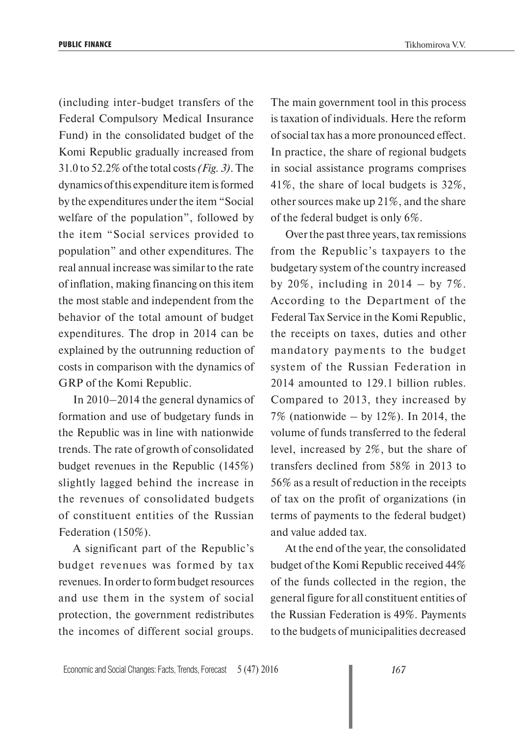(including inter-budget transfers of the Federal Compulsory Medical Insurance Fund) in the consolidated budget of the Komi Republic gradually increased from 31.0 to 52.2% of the total costs *(Fig. 3)*. The dynamics of this expenditure item is formed by the expenditures under the item "Social welfare of the population", followed by the item "Social services provided to population" and other expenditures. The real annual increase was similar to the rate of inflation, making financing on this item the most stable and independent from the behavior of the total amount of budget expenditures. The drop in 2014 can be explained by the outrunning reduction of costs in comparison with the dynamics of GRP of the Komi Republic.

In 2010–2014 the general dynamics of formation and use of budgetary funds in the Republic was in line with nationwide trends. The rate of growth of consolidated budget revenues in the Republic (145%) slightly lagged behind the increase in the revenues of consolidated budgets of constituent entities of the Russian Federation (150%).

A significant part of the Republic's budget revenues was formed by tax revenues. In order to form budget resources and use them in the system of social protection, the government redistributes the incomes of different social groups. The main government tool in this process is taxation of individuals. Here the reform of social tax has a more pronounced effect. In practice, the share of regional budgets in social assistance programs comprises 41%, the share of local budgets is 32%, other sources make up 21%, and the share of the federal budget is only 6%.

Over the past three years, tax remissions from the Republic's taxpayers to the budgetary system of the country increased by 20%, including in 2014 – by 7%. According to the Department of the Federal Tax Service in the Komi Republic, the receipts on taxes, duties and other mandatory payments to the budget system of the Russian Federation in 2014 amounted to 129.1 billion rubles. Compared to 2013, they increased by 7% (nationwide – by 12%). In 2014, the volume of funds transferred to the federal level, increased by 2%, but the share of transfers declined from 58% in 2013 to 56% as a result of reduction in the receipts of tax on the profit of organizations (in terms of payments to the federal budget) and value added tax.

At the end of the year, the consolidated budget of the Komi Republic received 44% of the funds collected in the region, the general figure for all constituent entities of the Russian Federation is 49%. Payments to the budgets of municipalities decreased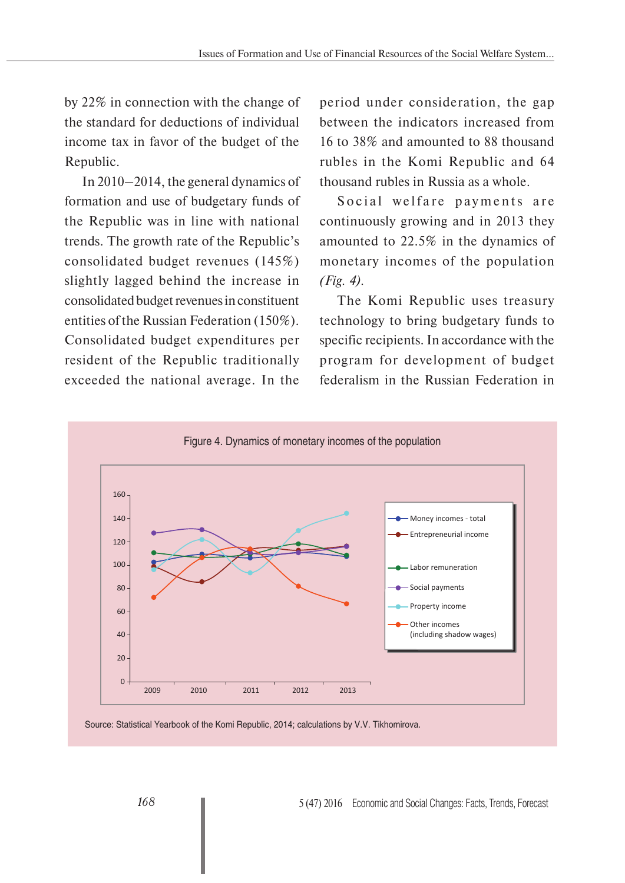by 22% in connection with the change of the standard for deductions of individual income tax in favor of the budget of the Republic.

In 2010–2014, the general dynamics of formation and use of budgetary funds of the Republic was in line with national trends. The growth rate of the Republic's consolidated budget revenues (145%) slightly lagged behind the increase in consolidated budget revenues in constituent entities of the Russian Federation (150%). Consolidated budget expenditures per resident of the Republic traditionally exceeded the national average. In the period under consideration, the gap between the indicators increased from 16 to 38% and amounted to 88 thousand rubles in the Komi Republic and 64 thousand rubles in Russia as a whole.

Social welfare payments are continuously growing and in 2013 they amounted to 22.5% in the dynamics of monetary incomes of the population *(Fig. 4)*.

The Komi Republic uses treasury technology to bring budgetary funds to specific recipients. In accordance with the program for development of budget federalism in the Russian Federation in

Figure 4. Dynamics of monetary incomes of the population

Source: Statistical Yearbook of the Komi Republic, 2014; calculations by V.V. Tikhomirova.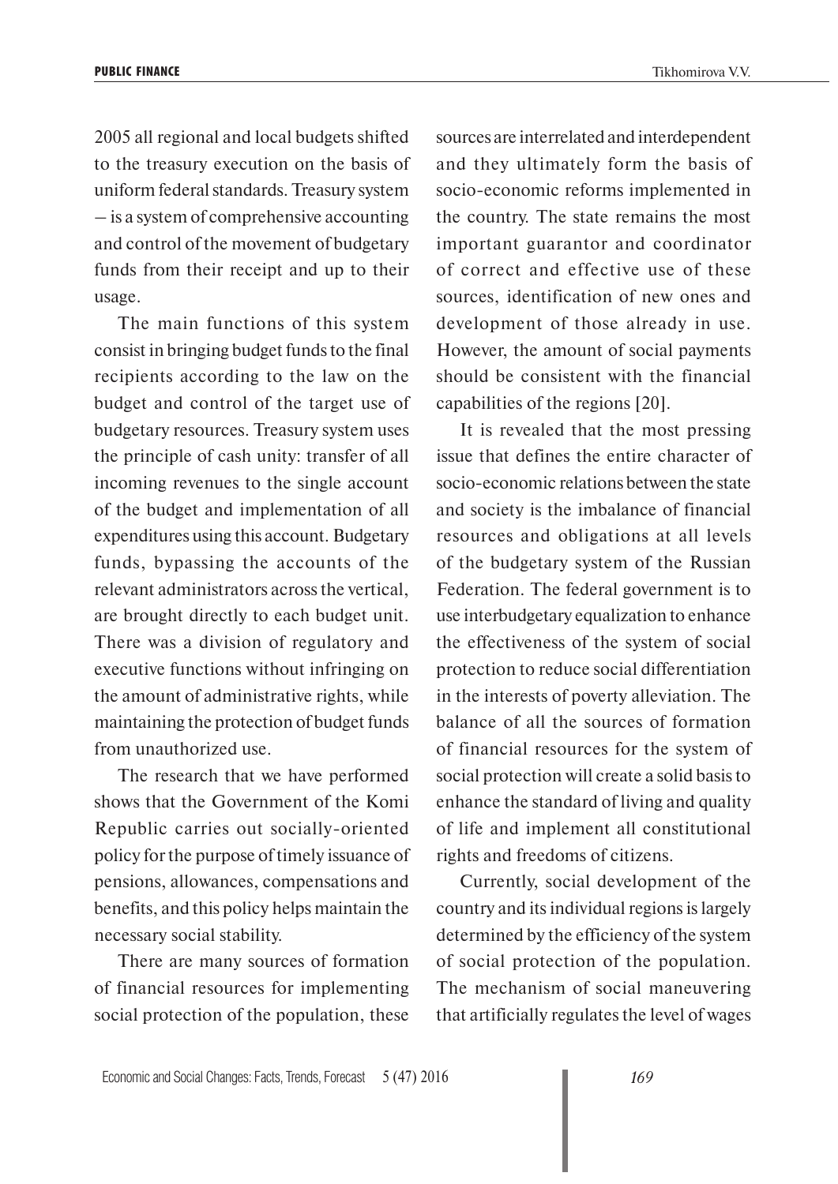2005 all regional and local budgets shifted to the treasury execution on the basis of uniform federal standards. Treasury system – is a system of comprehensive accounting and control of the movement of budgetary funds from their receipt and up to their usage.

The main functions of this system consist in bringing budget funds to the final recipients according to the law on the budget and control of the target use of budgetary resources. Treasury system uses the principle of cash unity: transfer of all incoming revenues to the single account of the budget and implementation of all expenditures using this account. Budgetary funds, bypassing the accounts of the relevant administrators across the vertical, are brought directly to each budget unit. There was a division of regulatory and executive functions without infringing on the amount of administrative rights, while maintaining the protection of budget funds from unauthorized use.

The research that we have performed shows that the Government of the Komi Republic carries out socially-oriented policy for the purpose of timely issuance of pensions, allowances, compensations and benefits, and this policy helps maintain the necessary social stability.

There are many sources of formation of financial resources for implementing social protection of the population, these sources are interrelated and interdependent and they ultimately form the basis of socio-economic reforms implemented in the country. The state remains the most important guarantor and coordinator of correct and effective use of these sources, identification of new ones and development of those already in use. However, the amount of social payments should be consistent with the financial capabilities of the regions [20].

It is revealed that the most pressing issue that defines the entire character of socio-economic relations between the state and society is the imbalance of financial resources and obligations at all levels of the budgetary system of the Russian Federation. The federal government is to use interbudgetary equalization to enhance the effectiveness of the system of social protection to reduce social differentiation in the interests of poverty alleviation. The balance of all the sources of formation of financial resources for the system of social protection will create a solid basis to enhance the standard of living and quality of life and implement all constitutional rights and freedoms of citizens.

Currently, social development of the country and its individual regions is largely determined by the efficiency of the system of social protection of the population. The mechanism of social maneuvering that artificially regulates the level of wages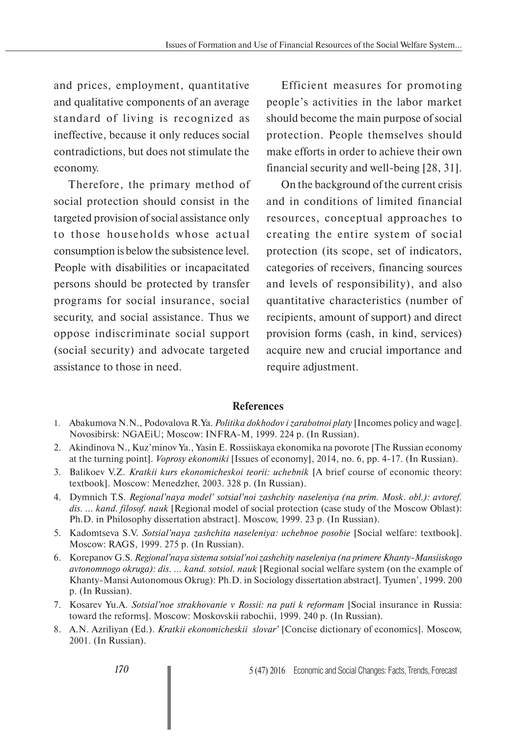and prices, employment, quantitative and qualitative components of an average standard of living is recognized as ineffective, because it only reduces social contradictions, but does not stimulate the economy.

Therefore, the primary method of social protection should consist in the targeted provision of social assistance only to those households whose actual consumption is below the subsistence level. People with disabilities or incapacitated persons should be protected by transfer programs for social insurance, social security, and social assistance. Thus we oppose indiscriminate social support (social security) and advocate targeted assistance to those in need.

Efficient measures for promoting people's activities in the labor market should become the main purpose of social protection. People themselves should make efforts in order to achieve their own financial security and well-being [28, 31].

On the background of the current crisis and in conditions of limited financial resources, conceptual approaches to creating the entire system of social protection (its scope, set of indicators, categories of receivers, financing sources and levels of responsibility), and also quantitative characteristics (number of recipients, amount of support) and direct provision forms (cash, in kind, services) acquire new and crucial importance and require adjustment.

## References

1. Abakumova N.N., Podovalova R.Ya. *Politika dokhodov i zarabotnoi platy* [Incomes policy and wage]. Novosibirsk: NGAEiU; Moscow: INFRA-M, 1999. 224 p. (In Russian).
2. Akindinova N., Kuz'minov Ya., Yasin E. Rossiiskaya ekonomika na povorote [The Russian economy at the turning point]. *Voprosy ekonomiki* [Issues of economy], 2014, no. 6, pp. 4-17. (In Russian).
3. Balikoev V.Z. *Kratkii kurs ekonomicheskoi teorii: uchebnik* [A brief course of economic theory: textbook]. Moscow: Menedzher, 2003. 328 p. (In Russian).
4. Dymnich T.S. *Regional'naya model' sotsial'noi zashchity naseleniya (na prim. Mosk. obl.): avtoref. dis. ... kand. filosof. nauk* [Regional model of social protection (case study of the Moscow Oblast): Ph.D. in Philosophy dissertation abstract]. Moscow, 1999. 23 p. (In Russian).
5. Kadomtseva S.V. *Sotsial'naya zashchita naseleniya: uchebnoe posobie* [Social welfare: textbook]. Moscow: RAGS, 1999. 275 p. (In Russian).
6. Korepanov G.S. *Regional'naya sistema sotsial'noi zashchity naseleniya (na primere Khanty-Mansiiskogo avtonomnogo okruga): dis. ... kand. sotsiol. nauk* [Regional social welfare system (on the example of Khanty-Mansi Autonomous Okrug): Ph.D. in Sociology dissertation abstract]. Tyumen', 1999. 200 p. (In Russian).
7. Kosarev Yu.A. *Sotsial'noe strakhovanie v Rossii: na puti k reformam* [Social insurance in Russia: toward the reforms]. Moscow: Moskovskii rabochii, 1999. 240 p. (In Russian).
8. A.N. Azriliyan (Ed.). *Kratkii ekonomicheskii slovar'* [Concise dictionary of economics]. Moscow, 2001. (In Russian).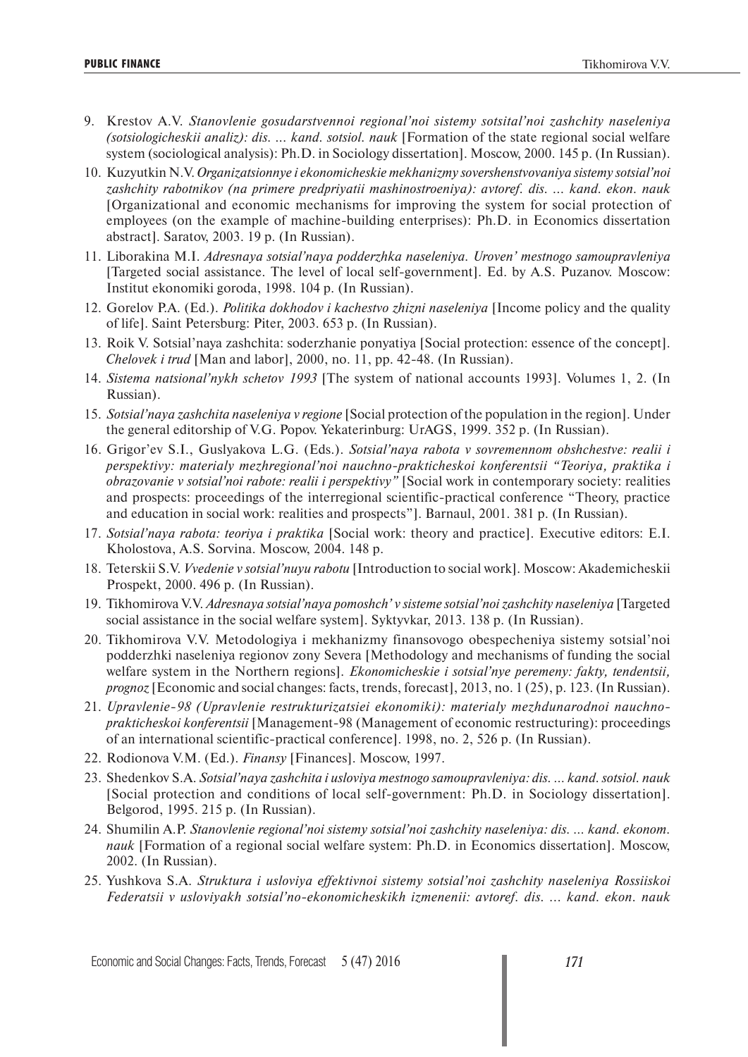9. Krestov A.V. *Stanovlenie gosudarstvennoi regional'noi sistemy sotsital'noi zashchity naseleniya (sotsiologicheskii analiz): dis. … kand. sotsiol. nauk* [Formation of the state regional social welfare system (sociological analysis): Ph.D. in Sociology dissertation]. Moscow, 2000. 145 p. (In Russian).
10. Kuzyutkin N.V. *Organizatsionnye i ekonomicheskie mekhanizmy sovershenstvovaniya sistemy sotsial'noi zashchity rabotnikov (na primere predpriyatii mashinostroeniya): avtoref. dis. … kand. ekon. nauk* [Organizational and economic mechanisms for improving the system for social protection of employees (on the example of machine-building enterprises): Ph.D. in Economics dissertation abstract]. Saratov, 2003. 19 p. (In Russian).
11. Liborakina M.I. *Adresnaya sotsial'naya podderzhka naseleniya. Uroven' mestnogo samoupravleniya* [Targeted social assistance. The level of local self-government]. Ed. by A.S. Puzanov. Moscow: Institut ekonomiki goroda, 1998. 104 p. (In Russian).
12. Gorelov P.A. (Ed.). *Politika dokhodov i kachestvo zhizni naseleniya* [Income policy and the quality of life]. Saint Petersburg: Piter, 2003. 653 p. (In Russian).
13. Roik V. Sotsial'naya zashchita: soderzhanie ponyatiya [Social protection: essence of the concept]. *Chelovek i trud* [Man and labor], 2000, no. 11, pp. 42-48. (In Russian).
14. *Sistema natsional'nykh schetov 1993* [The system of national accounts 1993]. Volumes 1, 2. (In Russian).
15. *Sotsial'naya zashchita naseleniya v regione* [Social protection of the population in the region]. Under the general editorship of V.G. Popov. Yekaterinburg: UrAGS, 1999. 352 p. (In Russian).
16. Grigor'ev S.I., Guslyakova L.G. (Eds.). *Sotsial'naya rabota v sovremennom obshchestve: realii i perspektivy: materialy mezhregional'noi nauchno-prakticheskoi konferentsii "Teoriya, praktika i obrazovanie v sotsial'noi rabote: realii i perspektivy"* [Social work in contemporary society: realities and prospects: proceedings of the interregional scientific-practical conference "Theory, practice and education in social work: realities and prospects"]. Barnaul, 2001. 381 p. (In Russian).
17. *Sotsial'naya rabota: teoriya i praktika* [Social work: theory and practice]. Executive editors: E.I. Kholostova, A.S. Sorvina. Moscow, 2004. 148 p.
18. Teterskii S.V. *Vvedenie v sotsial'nuyu rabotu* [Introduction to social work]. Moscow: Akademicheskii Prospekt, 2000. 496 p. (In Russian).
19. Tikhomirova V.V. *Adresnaya sotsial'naya pomoshch' v sisteme sotsial'noi zashchity naseleniya* [Targeted social assistance in the social welfare system]. Syktyvkar, 2013. 138 p. (In Russian).
20. Tikhomirova V.V. Metodologiya i mekhanizmy finansovogo obespecheniya sistemy sotsial'noi podderzhki naseleniya regionov zony Severa [Methodology and mechanisms of funding the social welfare system in the Northern regions]. *Ekonomicheskie i sotsial'nye peremeny: fakty, tendentsii, prognoz* [Economic and social changes: facts, trends, forecast], 2013, no. 1 (25), p. 123. (In Russian).
21. *Upravlenie-98 (Upravlenie restrukturizatsiei ekonomiki): materialy mezhdunarodnoi nauchno-prakticheskoi konferentsii* [Management-98 (Management of economic restructuring): proceedings of an international scientific-practical conference]. 1998, no. 2, 526 p. (In Russian).
22. Rodionova V.M. (Ed.). *Finansy* [Finances]. Moscow, 1997.
23. Shedenkov S.A. *Sotsial'naya zashchita i usloviya mestnogo samoupravleniya: dis. … kand. sotsiol. nauk* [Social protection and conditions of local self-government: Ph.D. in Sociology dissertation]. Belgorod, 1995. 215 p. (In Russian).
24. Shumilin A.P. *Stanovlenie regional'noi sistemy sotsial'noi zashchity naseleniya: dis. … kand. ekonom. nauk* [Formation of a regional social welfare system: Ph.D. in Economics dissertation]. Moscow, 2002. (In Russian).
25. Yushkova S.A. *Struktura i usloviya effektivnoi sistemy sotsial'noi zashchity naseleniya Rossiiskoi Federatsii v usloviyakh sotsial'no-ekonomicheskikh izmenenii: avtoref. dis. … kand. ekon. nauk*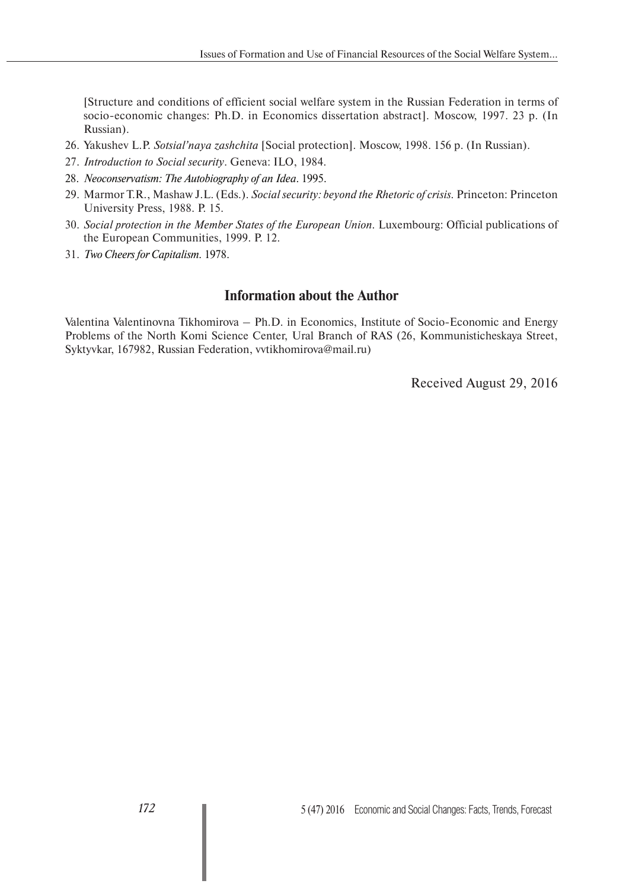[Structure and conditions of efficient social welfare system in the Russian Federation in terms of socio-economic changes: Ph.D. in Economics dissertation abstract]. Moscow, 1997. 23 p. (In Russian).

26. Yakushev L.P. *Sotsial'naya zashchita* [Social protection]. Moscow, 1998. 156 p. (In Russian).
27. *Introduction to Social security*. Geneva: ILO, 1984.
28. *Neoconservatism: The Autobiography of an Idea*. 1995.
29. Marmor T.R., Mashaw J.L. (Eds.). *Social security: beyond the Rhetoric of crisis*. Princeton: Princeton University Press, 1988. P. 15.
30. *Social protection in the Member States of the European Union*. Luxembourg: Official publications of the European Communities, 1999. P. 12.
31. *Two Cheers for Capitalism*. 1978.

## Information about the Author

Valentina Valentinovna Tikhomirova – Ph.D. in Economics, Institute of Socio-Economic and Energy Problems of the North Komi Science Center, Ural Branch of RAS (26, Kommunisticheskaya Street, Syktyvkar, 167982, Russian Federation, vvtikhomirova@mail.ru)

Received August 29, 2016